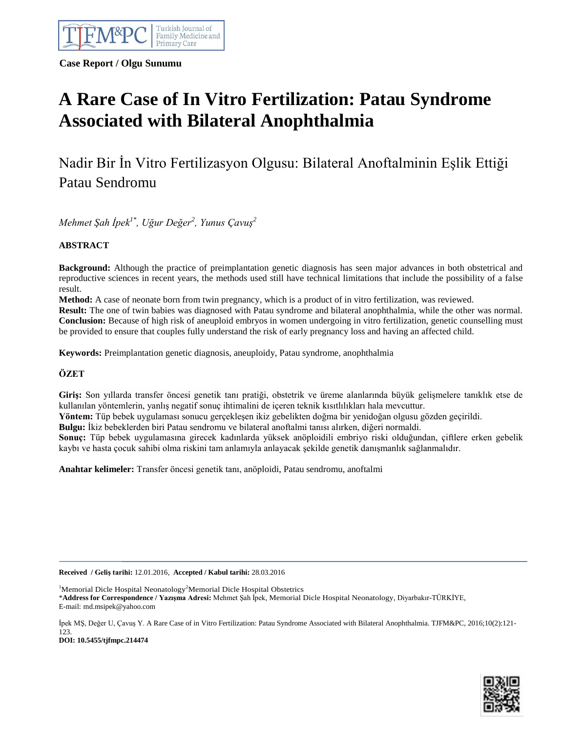Case Report / Olgu Sunumu

# A Rare Case of In Vitro Fertilization: Patau Syndrome Associated with Bilateral Anophthalmia

## Nadir Bir İn Vitro Fertilizasyon Olgusu: Bilateral Anoftalminin Eşlik Ettiği Patau Sendromu

*Mehmet Şah İpek[1*], Uğur Değer[2], Yunus Çavuş[2]*

### ABSTRACT

**Background:** Although the practice of preimplantation genetic diagnosis has seen major advances in both obstetrical and reproductive sciences in recent years, the methods used still have technical limitations that include the possibility of a false result.
**Method:** A case of neonate born from twin pregnancy, which is a product of in vitro fertilization, was reviewed.
**Result:** The one of twin babies was diagnosed with Patau syndrome and bilateral anophthalmia, while the other was normal.
**Conclusion:** Because of high risk of aneuploid embryos in women undergoing in vitro fertilization, genetic counselling must be provided to ensure that couples fully understand the risk of early pregnancy loss and having an affected child.

**Keywords:** Preimplantation genetic diagnosis, aneuploidy, Patau syndrome, anophthalmia

### ÖZET

**Giriş:** Son yıllarda transfer öncesi genetik tanı pratiği, obstetrik ve üreme alanlarında büyük gelişmelere tanıklık etse de kullanılan yöntemlerin, yanlış negatif sonuç ihtimalini de içeren teknik kısıtlılıkları hala mevcuttur.
**Yöntem:** Tüp bebek uygulaması sonucu gerçekleşen ikiz gebelikten doğma bir yenidoğan olgusu gözden geçirildi.
**Bulgu:** İkiz bebeklerden biri Patau sendromu ve bilateral anoftalmi tanısı alırken, diğeri normaldi.
**Sonuç:** Tüp bebek uygulamasına girecek kadınlarda yüksek anöploidili embriyo riski olduğundan, çiftlere erken gebelik kaybı ve hasta çocuk sahibi olma riskini tam anlamıyla anlayacak şekilde genetik danışmanlık sağlanmalıdır.

**Anahtar kelimeler:** Transfer öncesi genetik tanı, anöploidi, Patau sendromu, anoftalmi

---

**Received / Geliş tarihi:** 12.01.2016, **Accepted / Kabul tarihi:** 28.03.2016

[1]Memorial Dicle Hospital Neonatology [2]Memorial Dicle Hospital Obstetrics
*__Address for Correspondence / Yazışma Adresi:__ Mehmet Şah İpek, Memorial Dicle Hospital Neonatology, Diyarbakır-TÜRKİYE,
E-mail: md.msipek@yahoo.com

İpek MŞ, Değer U, Çavuş Y. A Rare Case of in Vitro Fertilization: Patau Syndrome Associated with Bilateral Anophthalmia. TJFM&PC, 2016;10(2):121-123.
**DOI: 10.5455/tjfmpc.214474**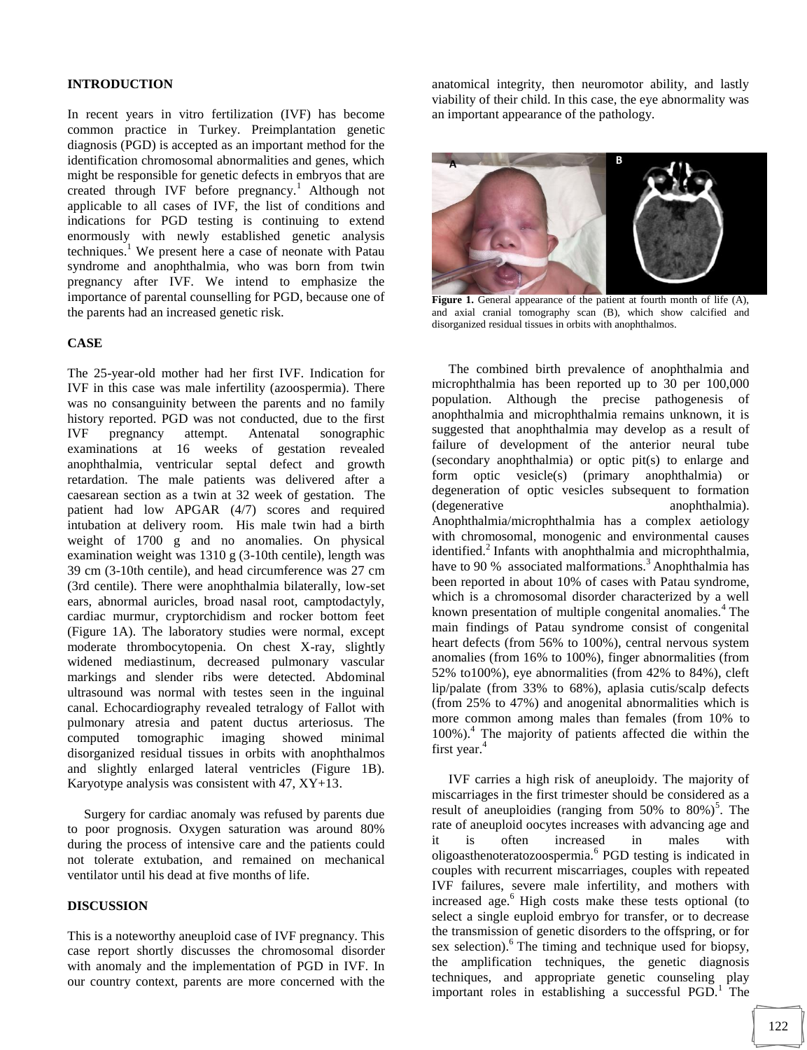## INTRODUCTION

In recent years in vitro fertilization (IVF) has become common practice in Turkey. Preimplantation genetic diagnosis (PGD) is accepted as an important method for the identification chromosomal abnormalities and genes, which might be responsible for genetic defects in embryos that are created through IVF before pregnancy.[1] Although not applicable to all cases of IVF, the list of conditions and indications for PGD testing is continuing to extend enormously with newly established genetic analysis techniques.[1] We present here a case of neonate with Patau syndrome and anophthalmia, who was born from twin pregnancy after IVF. We intend to emphasize the importance of parental counselling for PGD, because one of the parents had an increased genetic risk.

## CASE

The 25-year-old mother had her first IVF. Indication for IVF in this case was male infertility (azoospermia). There was no consanguinity between the parents and no family history reported. PGD was not conducted, due to the first IVF pregnancy attempt. Antenatal sonographic examinations at 16 weeks of gestation revealed anophthalmia, ventricular septal defect and growth retardation. The male patients was delivered after a caesarean section as a twin at 32 week of gestation. The patient had low APGAR (4/7) scores and required intubation at delivery room. His male twin had a birth weight of 1700 g and no anomalies. On physical examination weight was 1310 g (3-10th centile), length was 39 cm (3-10th centile), and head circumference was 27 cm (3rd centile). There were anophthalmia bilaterally, low-set ears, abnormal auricles, broad nasal root, camptodactyly, cardiac murmur, cryptorchidism and rocker bottom feet (Figure 1A). The laboratory studies were normal, except moderate thrombocytopenia. On chest X-ray, slightly widened mediastinum, decreased pulmonary vascular markings and slender ribs were detected. Abdominal ultrasound was normal with testes seen in the inguinal canal. Echocardiography revealed tetralogy of Fallot with pulmonary atresia and patent ductus arteriosus. The computed tomographic imaging showed minimal disorganized residual tissues in orbits with anophthalmos and slightly enlarged lateral ventricles (Figure 1B). Karyotype analysis was consistent with 47, XY+13.

Surgery for cardiac anomaly was refused by parents due to poor prognosis. Oxygen saturation was around 80% during the process of intensive care and the patients could not tolerate extubation, and remained on mechanical ventilator until his dead at five months of life.

## DISCUSSION

This is a noteworthy aneuploid case of IVF pregnancy. This case report shortly discusses the chromosomal disorder with anomaly and the implementation of PGD in IVF. In our country context, parents are more concerned with the anatomical integrity, then neuromotor ability, and lastly viability of their child. In this case, the eye abnormality was an important appearance of the pathology.

**Figure 1.** General appearance of the patient at fourth month of life (A), and axial cranial tomography scan (B), which show calcified and disorganized residual tissues in orbits with anophthalmos.

The combined birth prevalence of anophthalmia and microphthalmia has been reported up to 30 per 100,000 population. Although the precise pathogenesis of anophthalmia and microphthalmia remains unknown, it is suggested that anophthalmia may develop as a result of failure of development of the anterior neural tube (secondary anophthalmia) or optic pit(s) to enlarge and form optic vesicle(s) (primary anophthalmia) or degeneration of optic vesicles subsequent to formation (degenerative anophthalmia). Anophthalmia/microphthalmia has a complex aetiology with chromosomal, monogenic and environmental causes identified.[2] Infants with anophthalmia and microphthalmia, have to 90 % associated malformations.[3] Anophthalmia has been reported in about 10% of cases with Patau syndrome, which is a chromosomal disorder characterized by a well known presentation of multiple congenital anomalies.[4] The main findings of Patau syndrome consist of congenital heart defects (from 56% to 100%), central nervous system anomalies (from 16% to 100%), finger abnormalities (from 52% to100%), eye abnormalities (from 42% to 84%), cleft lip/palate (from 33% to 68%), aplasia cutis/scalp defects (from 25% to 47%) and anogenital abnormalities which is more common among males than females (from 10% to 100%).[4] The majority of patients affected die within the first year.[4]

IVF carries a high risk of aneuploidy. The majority of miscarriages in the first trimester should be considered as a result of aneuploidies (ranging from 50% to 80%)[5]. The rate of aneuploid oocytes increases with advancing age and it is often increased in males with oligoasthenoteratozoospermia.[6] PGD testing is indicated in couples with recurrent miscarriages, couples with repeated IVF failures, severe male infertility, and mothers with increased age.[6] High costs make these tests optional (to select a single euploid embryo for transfer, or to decrease the transmission of genetic disorders to the offspring, or for sex selection).[6] The timing and technique used for biopsy, the amplification techniques, the genetic diagnosis techniques, and appropriate genetic counseling play important roles in establishing a successful PGD.[1] The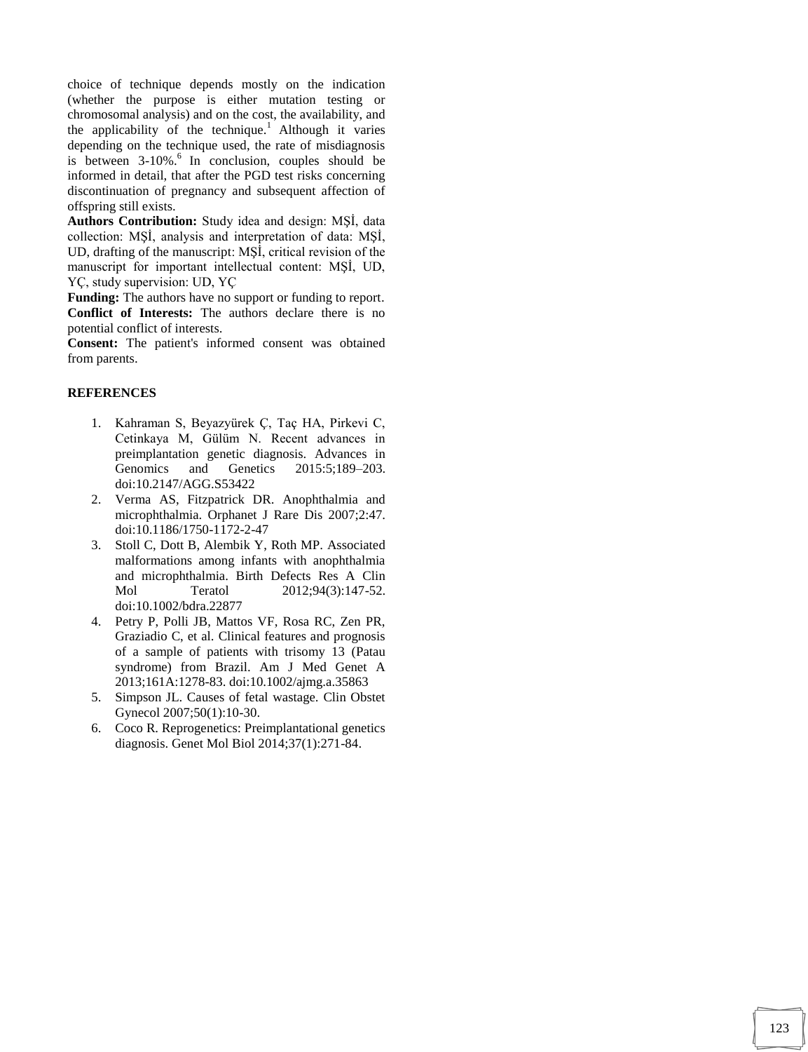choice of technique depends mostly on the indication (whether the purpose is either mutation testing or chromosomal analysis) and on the cost, the availability, and the applicability of the technique.[1] Although it varies depending on the technique used, the rate of misdiagnosis is between 3-10%.[6] In conclusion, couples should be informed in detail, that after the PGD test risks concerning discontinuation of pregnancy and subsequent affection of offspring still exists.

**Authors Contribution:** Study idea and design: MŞİ, data collection: MŞİ, analysis and interpretation of data: MŞİ, UD, drafting of the manuscript: MŞİ, critical revision of the manuscript for important intellectual content: MŞİ, UD, YÇ, study supervision: UD, YÇ

**Funding:** The authors have no support or funding to report.

**Conflict of Interests:** The authors declare there is no potential conflict of interests.

**Consent:** The patient's informed consent was obtained from parents.

## REFERENCES

1. Kahraman S, Beyazyürek Ç, Taç HA, Pirkevi C, Cetinkaya M, Gülüm N. Recent advances in preimplantation genetic diagnosis. Advances in Genomics and Genetics 2015:5;189–203. doi:10.2147/AGG.S53422
2. Verma AS, Fitzpatrick DR. Anophthalmia and microphthalmia. Orphanet J Rare Dis 2007;2:47. doi:10.1186/1750-1172-2-47
3. Stoll C, Dott B, Alembik Y, Roth MP. Associated malformations among infants with anophthalmia and microphthalmia. Birth Defects Res A Clin Mol Teratol 2012;94(3):147-52. doi:10.1002/bdra.22877
4. Petry P, Polli JB, Mattos VF, Rosa RC, Zen PR, Graziadio C, et al. Clinical features and prognosis of a sample of patients with trisomy 13 (Patau syndrome) from Brazil. Am J Med Genet A 2013;161A:1278-83. doi:10.1002/ajmg.a.35863
5. Simpson JL. Causes of fetal wastage. Clin Obstet Gynecol 2007;50(1):10-30.
6. Coco R. Reprogenetics: Preimplantational genetics diagnosis. Genet Mol Biol 2014;37(1):271-84.